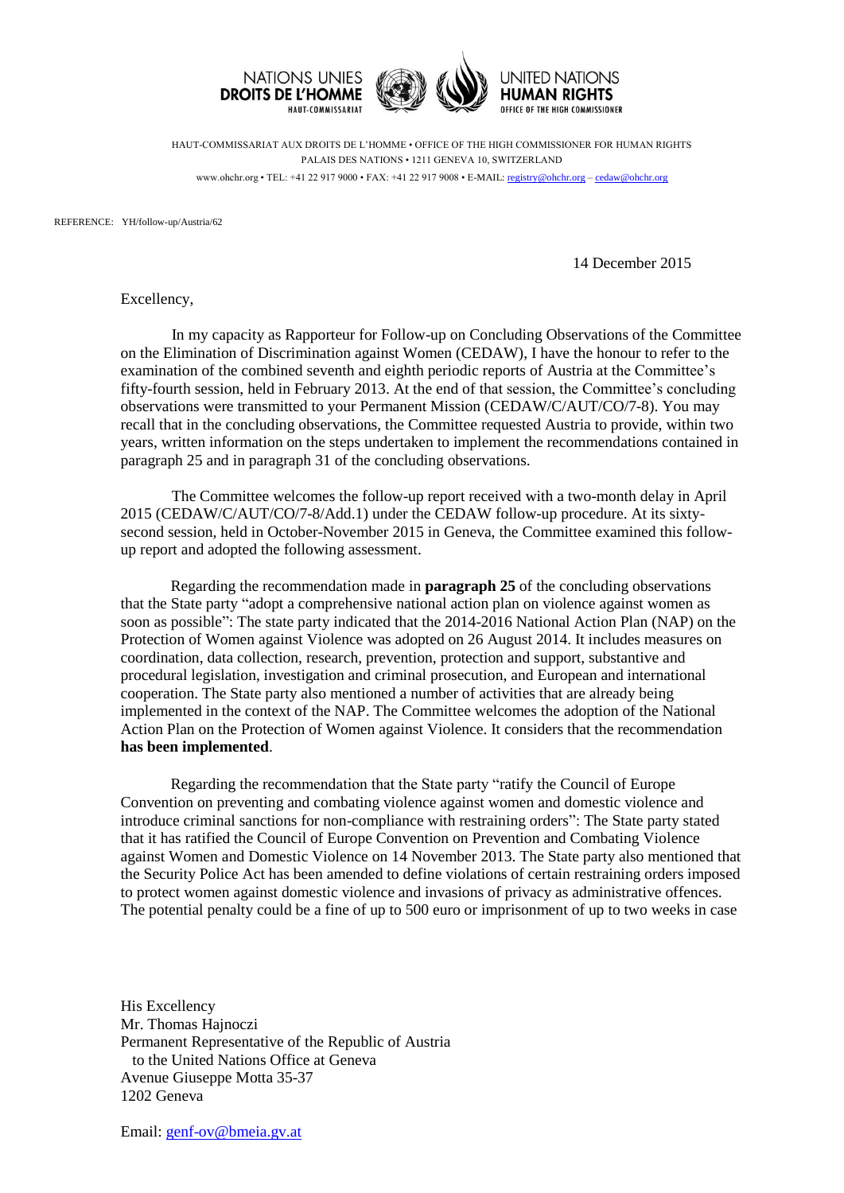NATIONS UNIES
**DROITS DE L'HOMME**
HAUT-COMMISSARIAT

UNITED NATIONS
**HUMAN RIGHTS**
OFFICE OF THE HIGH COMMISSIONER

HAUT-COMMISSARIAT AUX DROITS DE L'HOMME • OFFICE OF THE HIGH COMMISSIONER FOR HUMAN RIGHTS
PALAIS DES NATIONS • 1211 GENEVA 10, SWITZERLAND
www.ohchr.org • TEL: +41 22 917 9000 • FAX: +41 22 917 9008 • E-MAIL: registry@ohchr.org – cedaw@ohchr.org

REFERENCE: YH/follow-up/Austria/62

14 December 2015

Excellency,

In my capacity as Rapporteur for Follow-up on Concluding Observations of the Committee on the Elimination of Discrimination against Women (CEDAW), I have the honour to refer to the examination of the combined seventh and eighth periodic reports of Austria at the Committee's fifty-fourth session, held in February 2013. At the end of that session, the Committee's concluding observations were transmitted to your Permanent Mission (CEDAW/C/AUT/CO/7-8). You may recall that in the concluding observations, the Committee requested Austria to provide, within two years, written information on the steps undertaken to implement the recommendations contained in paragraph 25 and in paragraph 31 of the concluding observations.

The Committee welcomes the follow-up report received with a two-month delay in April 2015 (CEDAW/C/AUT/CO/7-8/Add.1) under the CEDAW follow-up procedure. At its sixty-second session, held in October-November 2015 in Geneva, the Committee examined this follow-up report and adopted the following assessment.

Regarding the recommendation made in **paragraph 25** of the concluding observations that the State party "adopt a comprehensive national action plan on violence against women as soon as possible": The state party indicated that the 2014-2016 National Action Plan (NAP) on the Protection of Women against Violence was adopted on 26 August 2014. It includes measures on coordination, data collection, research, prevention, protection and support, substantive and procedural legislation, investigation and criminal prosecution, and European and international cooperation. The State party also mentioned a number of activities that are already being implemented in the context of the NAP. The Committee welcomes the adoption of the National Action Plan on the Protection of Women against Violence. It considers that the recommendation **has been implemented**.

Regarding the recommendation that the State party "ratify the Council of Europe Convention on preventing and combating violence against women and domestic violence and introduce criminal sanctions for non-compliance with restraining orders": The State party stated that it has ratified the Council of Europe Convention on Prevention and Combating Violence against Women and Domestic Violence on 14 November 2013. The State party also mentioned that the Security Police Act has been amended to define violations of certain restraining orders imposed to protect women against domestic violence and invasions of privacy as administrative offences. The potential penalty could be a fine of up to 500 euro or imprisonment of up to two weeks in case

His Excellency
Mr. Thomas Hajnoczi
Permanent Representative of the Republic of Austria
to the United Nations Office at Geneva
Avenue Giuseppe Motta 35-37
1202 Geneva

Email: genf-ov@bmeia.gv.at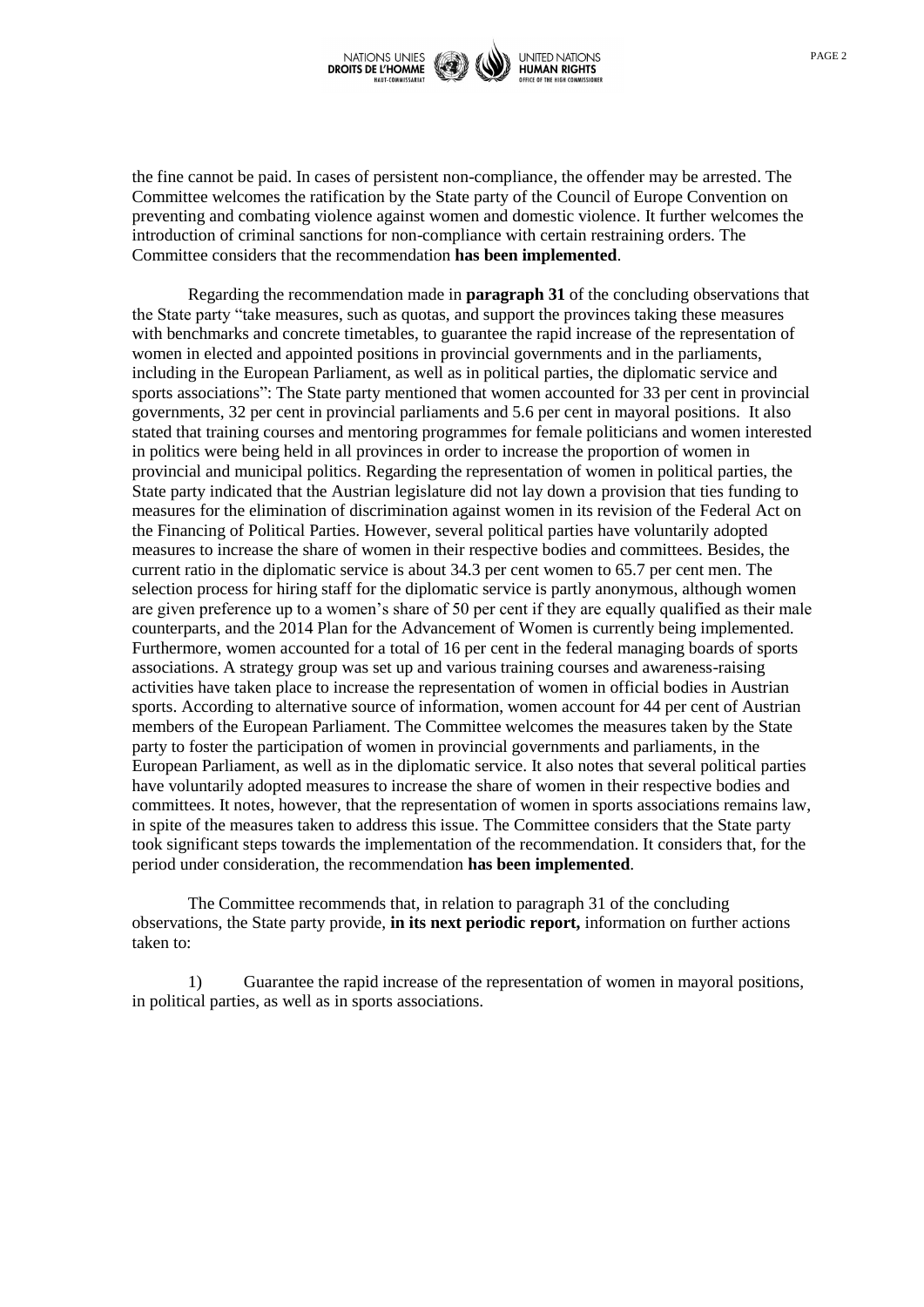the fine cannot be paid. In cases of persistent non-compliance, the offender may be arrested. The Committee welcomes the ratification by the State party of the Council of Europe Convention on preventing and combating violence against women and domestic violence. It further welcomes the introduction of criminal sanctions for non-compliance with certain restraining orders. The Committee considers that the recommendation **has been implemented**.

Regarding the recommendation made in **paragraph 31** of the concluding observations that the State party "take measures, such as quotas, and support the provinces taking these measures with benchmarks and concrete timetables, to guarantee the rapid increase of the representation of women in elected and appointed positions in provincial governments and in the parliaments, including in the European Parliament, as well as in political parties, the diplomatic service and sports associations": The State party mentioned that women accounted for 33 per cent in provincial governments, 32 per cent in provincial parliaments and 5.6 per cent in mayoral positions. It also stated that training courses and mentoring programmes for female politicians and women interested in politics were being held in all provinces in order to increase the proportion of women in provincial and municipal politics. Regarding the representation of women in political parties, the State party indicated that the Austrian legislature did not lay down a provision that ties funding to measures for the elimination of discrimination against women in its revision of the Federal Act on the Financing of Political Parties. However, several political parties have voluntarily adopted measures to increase the share of women in their respective bodies and committees. Besides, the current ratio in the diplomatic service is about 34.3 per cent women to 65.7 per cent men. The selection process for hiring staff for the diplomatic service is partly anonymous, although women are given preference up to a women's share of 50 per cent if they are equally qualified as their male counterparts, and the 2014 Plan for the Advancement of Women is currently being implemented. Furthermore, women accounted for a total of 16 per cent in the federal managing boards of sports associations. A strategy group was set up and various training courses and awareness-raising activities have taken place to increase the representation of women in official bodies in Austrian sports. According to alternative source of information, women account for 44 per cent of Austrian members of the European Parliament. The Committee welcomes the measures taken by the State party to foster the participation of women in provincial governments and parliaments, in the European Parliament, as well as in the diplomatic service. It also notes that several political parties have voluntarily adopted measures to increase the share of women in their respective bodies and committees. It notes, however, that the representation of women in sports associations remains law, in spite of the measures taken to address this issue. The Committee considers that the State party took significant steps towards the implementation of the recommendation. It considers that, for the period under consideration, the recommendation **has been implemented**.

The Committee recommends that, in relation to paragraph 31 of the concluding observations, the State party provide, **in its next periodic report,** information on further actions taken to:

1) Guarantee the rapid increase of the representation of women in mayoral positions, in political parties, as well as in sports associations.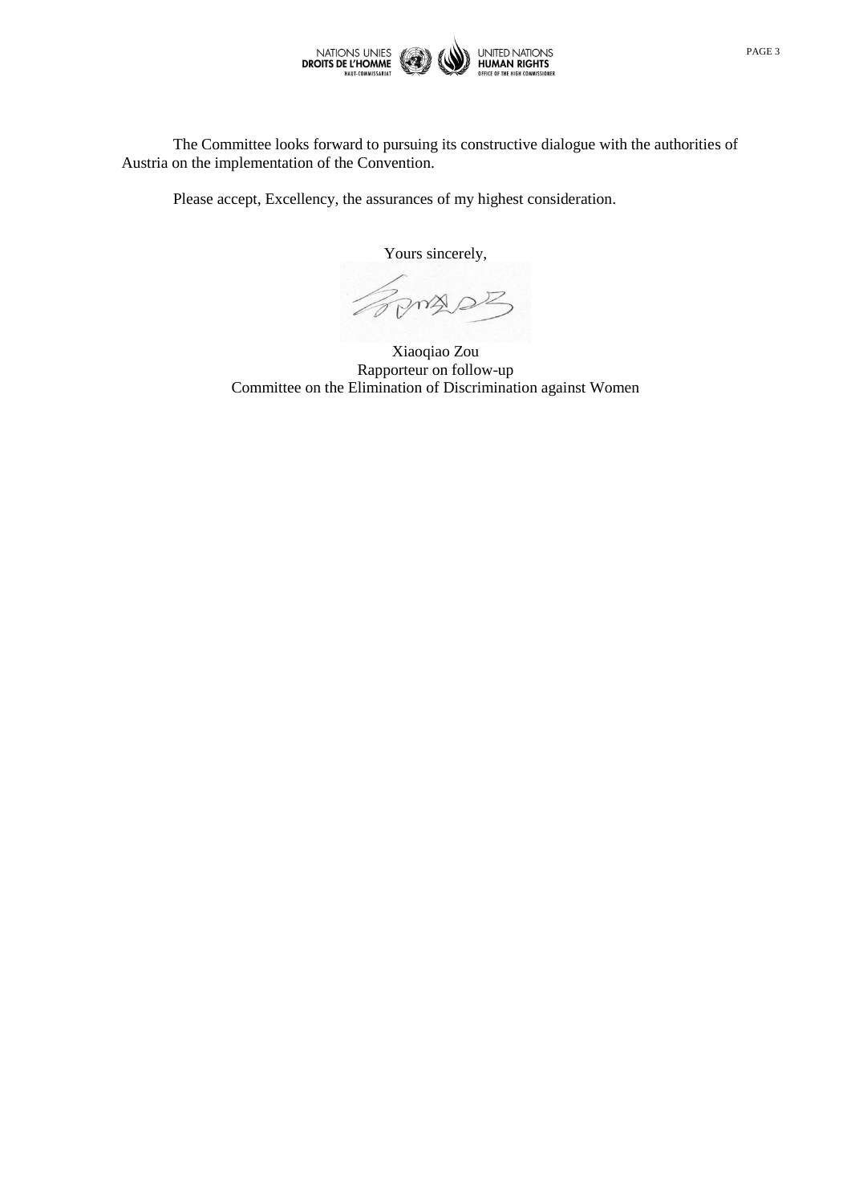The Committee looks forward to pursuing its constructive dialogue with the authorities of Austria on the implementation of the Convention.

Please accept, Excellency, the assurances of my highest consideration.

Yours sincerely,

Xiaoqiao Zou
Rapporteur on follow-up
Committee on the Elimination of Discrimination against Women